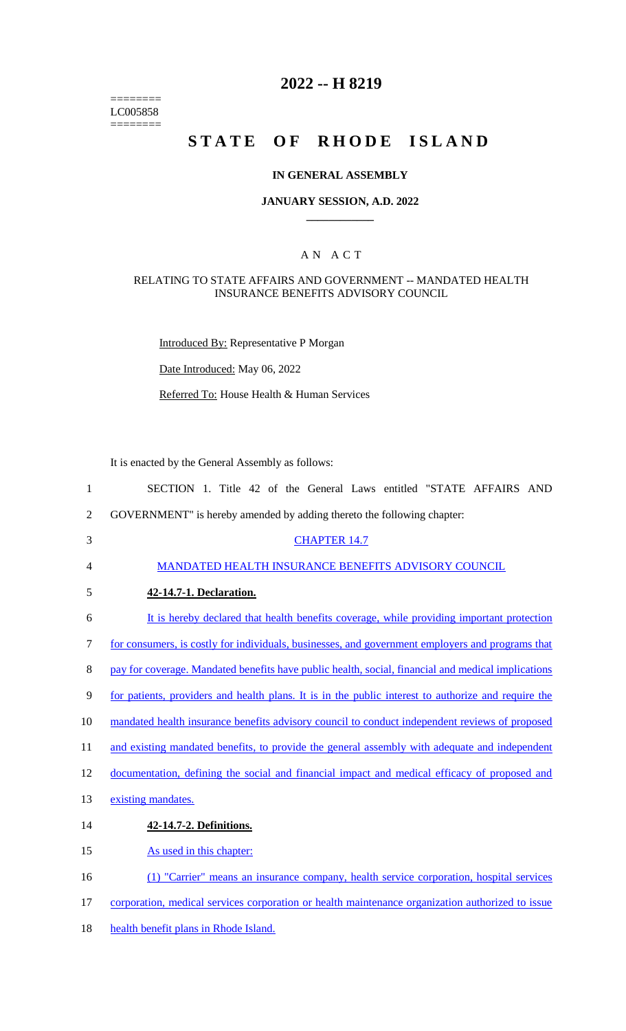========
LC005858
========

# 2022 -- H 8219

# STATE OF RHODE ISLAND

## IN GENERAL ASSEMBLY

### JANUARY SESSION, A.D. 2022

### A N A C T

#### RELATING TO STATE AFFAIRS AND GOVERNMENT -- MANDATED HEALTH INSURANCE BENEFITS ADVISORY COUNCIL

Introduced By: Representative P Morgan

Date Introduced: May 06, 2022

Referred To: House Health & Human Services

It is enacted by the General Assembly as follows:

1 SECTION 1. Title 42 of the General Laws entitled "STATE AFFAIRS AND
2 GOVERNMENT" is hereby amended by adding thereto the following chapter:

3 CHAPTER 14.7

4 MANDATED HEALTH INSURANCE BENEFITS ADVISORY COUNCIL

5 **42-14.7-1. Declaration.**

6 It is hereby declared that health benefits coverage, while providing important protection
7 for consumers, is costly for individuals, businesses, and government employers and programs that
8 pay for coverage. Mandated benefits have public health, social, financial and medical implications
9 for patients, providers and health plans. It is in the public interest to authorize and require the
10 mandated health insurance benefits advisory council to conduct independent reviews of proposed
11 and existing mandated benefits, to provide the general assembly with adequate and independent
12 documentation, defining the social and financial impact and medical efficacy of proposed and
13 existing mandates.

14 **42-14.7-2. Definitions.**

15 As used in this chapter:

16 (1) "Carrier" means an insurance company, health service corporation, hospital services
17 corporation, medical services corporation or health maintenance organization authorized to issue
18 health benefit plans in Rhode Island.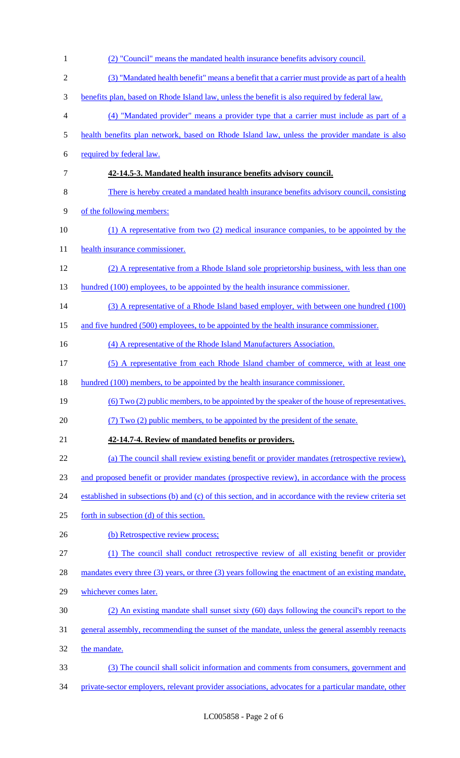(2) "Council" means the mandated health insurance benefits advisory council.

(3) "Mandated health benefit" means a benefit that a carrier must provide as part of a health benefits plan, based on Rhode Island law, unless the benefit is also required by federal law.

(4) "Mandated provider" means a provider type that a carrier must include as part of a health benefits plan network, based on Rhode Island law, unless the provider mandate is also required by federal law.

**42-14.5-3. Mandated health insurance benefits advisory council.**

There is hereby created a mandated health insurance benefits advisory council, consisting of the following members:

(1) A representative from two (2) medical insurance companies, to be appointed by the health insurance commissioner.

(2) A representative from a Rhode Island sole proprietorship business, with less than one hundred (100) employees, to be appointed by the health insurance commissioner.

(3) A representative of a Rhode Island based employer, with between one hundred (100) and five hundred (500) employees, to be appointed by the health insurance commissioner.

(4) A representative of the Rhode Island Manufacturers Association.

(5) A representative from each Rhode Island chamber of commerce, with at least one hundred (100) members, to be appointed by the health insurance commissioner.

(6) Two (2) public members, to be appointed by the speaker of the house of representatives.

(7) Two (2) public members, to be appointed by the president of the senate.

**42-14.7-4. Review of mandated benefits or providers.**

(a) The council shall review existing benefit or provider mandates (retrospective review), and proposed benefit or provider mandates (prospective review), in accordance with the process established in subsections (b) and (c) of this section, and in accordance with the review criteria set forth in subsection (d) of this section.

(b) Retrospective review process;

(1) The council shall conduct retrospective review of all existing benefit or provider mandates every three (3) years, or three (3) years following the enactment of an existing mandate, whichever comes later.

(2) An existing mandate shall sunset sixty (60) days following the council's report to the general assembly, recommending the sunset of the mandate, unless the general assembly reenacts the mandate.

(3) The council shall solicit information and comments from consumers, government and private-sector employers, relevant provider associations, advocates for a particular mandate, other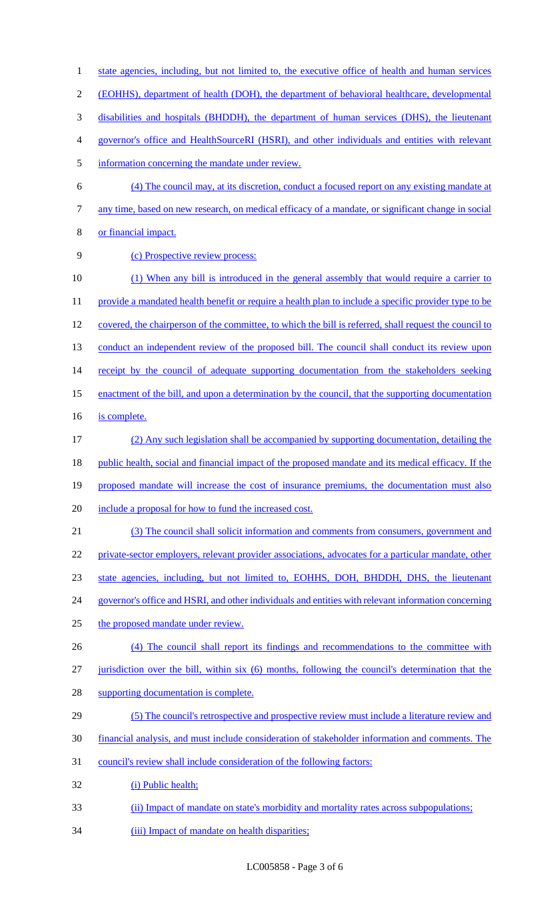state agencies, including, but not limited to, the executive office of health and human services (EOHHS), department of health (DOH), the department of behavioral healthcare, developmental disabilities and hospitals (BHDDH), the department of human services (DHS), the lieutenant governor's office and HealthSourceRI (HSRI), and other individuals and entities with relevant information concerning the mandate under review.

(4) The council may, at its discretion, conduct a focused report on any existing mandate at any time, based on new research, on medical efficacy of a mandate, or significant change in social or financial impact.

(c) Prospective review process:

(1) When any bill is introduced in the general assembly that would require a carrier to provide a mandated health benefit or require a health plan to include a specific provider type to be covered, the chairperson of the committee, to which the bill is referred, shall request the council to conduct an independent review of the proposed bill. The council shall conduct its review upon receipt by the council of adequate supporting documentation from the stakeholders seeking enactment of the bill, and upon a determination by the council, that the supporting documentation is complete.

(2) Any such legislation shall be accompanied by supporting documentation, detailing the public health, social and financial impact of the proposed mandate and its medical efficacy. If the proposed mandate will increase the cost of insurance premiums, the documentation must also include a proposal for how to fund the increased cost.

(3) The council shall solicit information and comments from consumers, government and private-sector employers, relevant provider associations, advocates for a particular mandate, other state agencies, including, but not limited to, EOHHS, DOH, BHDDH, DHS, the lieutenant governor's office and HSRI, and other individuals and entities with relevant information concerning the proposed mandate under review.

(4) The council shall report its findings and recommendations to the committee with jurisdiction over the bill, within six (6) months, following the council's determination that the supporting documentation is complete.

(5) The council's retrospective and prospective review must include a literature review and financial analysis, and must include consideration of stakeholder information and comments. The council's review shall include consideration of the following factors:

(i) Public health;

(ii) Impact of mandate on state's morbidity and mortality rates across subpopulations;

(iii) Impact of mandate on health disparities;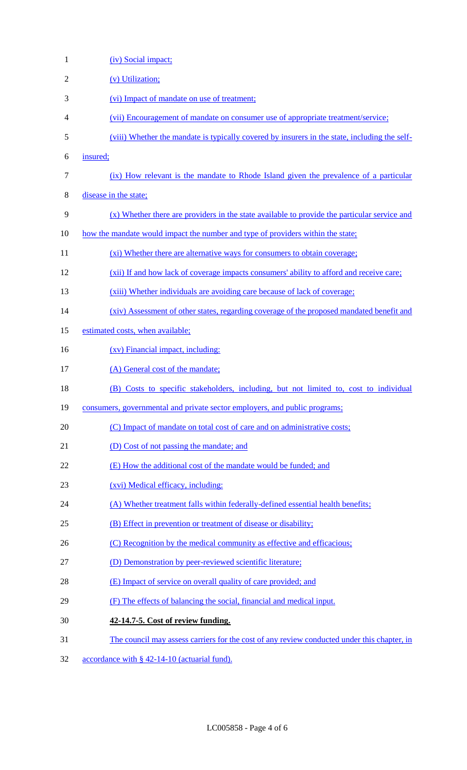(iv) Social impact;

(v) Utilization;

(vi) Impact of mandate on use of treatment;

(vii) Encouragement of mandate on consumer use of appropriate treatment/service;

(viii) Whether the mandate is typically covered by insurers in the state, including the self-insured;

(ix) How relevant is the mandate to Rhode Island given the prevalence of a particular disease in the state;

(x) Whether there are providers in the state available to provide the particular service and how the mandate would impact the number and type of providers within the state;

(xi) Whether there are alternative ways for consumers to obtain coverage;

(xii) If and how lack of coverage impacts consumers' ability to afford and receive care;

(xiii) Whether individuals are avoiding care because of lack of coverage;

(xiv) Assessment of other states, regarding coverage of the proposed mandated benefit and estimated costs, when available;

(xv) Financial impact, including:

(A) General cost of the mandate;

(B) Costs to specific stakeholders, including, but not limited to, cost to individual consumers, governmental and private sector employers, and public programs;

(C) Impact of mandate on total cost of care and on administrative costs;

(D) Cost of not passing the mandate; and

(E) How the additional cost of the mandate would be funded; and

(xvi) Medical efficacy, including:

(A) Whether treatment falls within federally-defined essential health benefits;

(B) Effect in prevention or treatment of disease or disability;

(C) Recognition by the medical community as effective and efficacious;

(D) Demonstration by peer-reviewed scientific literature;

(E) Impact of service on overall quality of care provided; and

(F) The effects of balancing the social, financial and medical input.

**42-14.7-5. Cost of review funding.**

The council may assess carriers for the cost of any review conducted under this chapter, in accordance with § 42-14-10 (actuarial fund).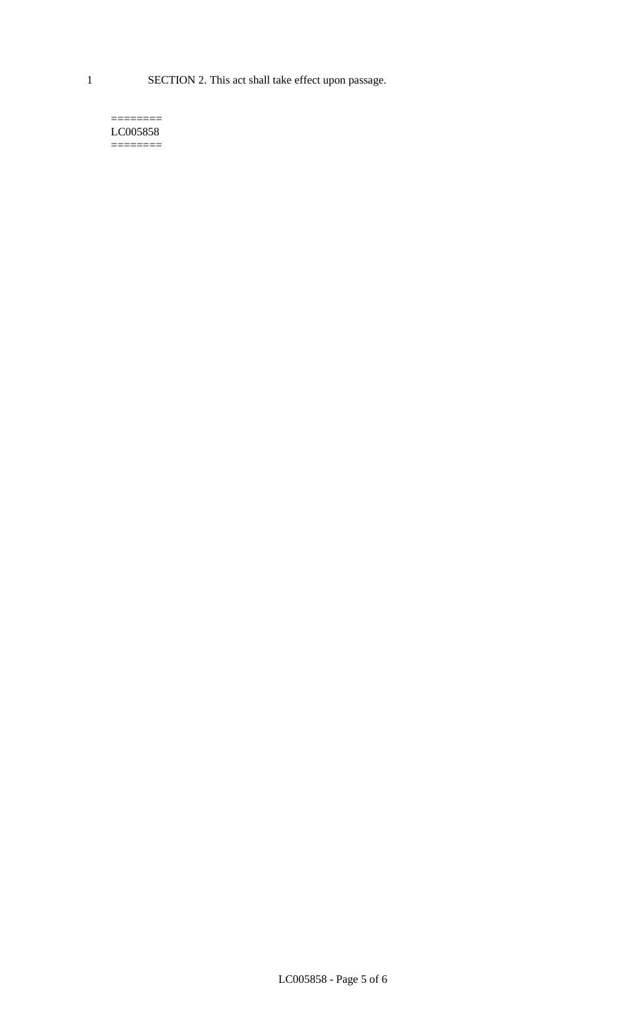SECTION 2. This act shall take effect upon passage.

========
LC005858
========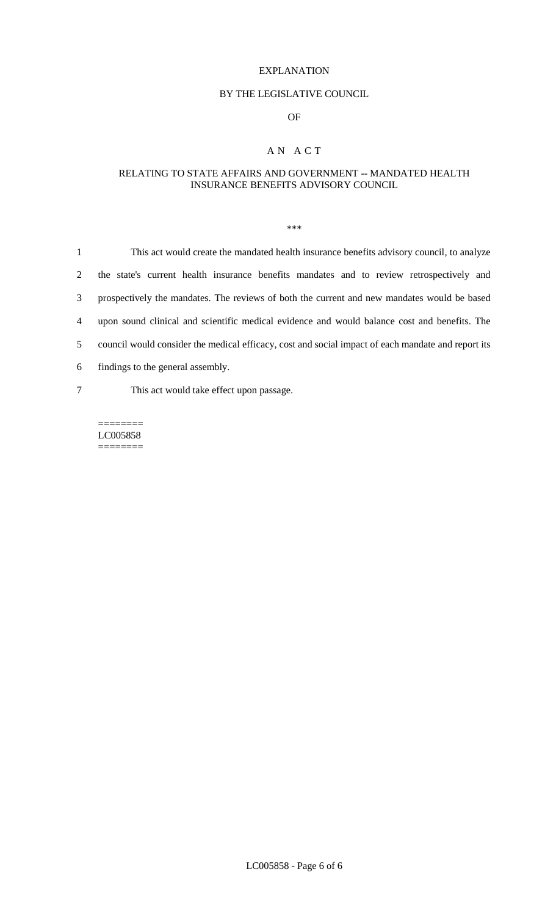EXPLANATION

BY THE LEGISLATIVE COUNCIL

OF

# A N A C T

RELATING TO STATE AFFAIRS AND GOVERNMENT -- MANDATED HEALTH INSURANCE BENEFITS ADVISORY COUNCIL

\*\*\*

This act would create the mandated health insurance benefits advisory council, to analyze the state's current health insurance benefits mandates and to review retrospectively and prospectively the mandates. The reviews of both the current and new mandates would be based upon sound clinical and scientific medical evidence and would balance cost and benefits. The council would consider the medical efficacy, cost and social impact of each mandate and report its findings to the general assembly.

This act would take effect upon passage.

========
LC005858
========